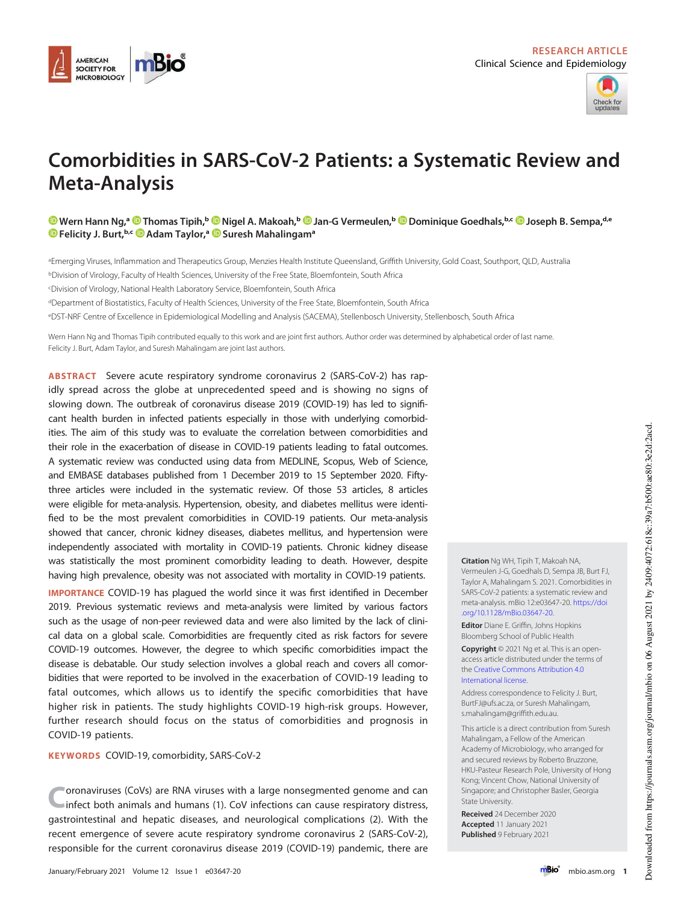RESEARCH ARTICLE
Clinical Science and Epidemiology

# Comorbidities in SARS-CoV-2 Patients: a Systematic Review and Meta-Analysis

Wern Hann Ng,[a] Thomas Tipih,[b] Nigel A. Makoah,[b] Jan-G Vermeulen,[b] Dominique Goedhals,[b,c] Joseph B. Sempa,[d,e] Felicity J. Burt,[b,c] Adam Taylor,[a] Suresh Mahalingam[a]

[a]Emerging Viruses, Inflammation and Therapeutics Group, Menzies Health Institute Queensland, Griffith University, Gold Coast, Southport, QLD, Australia
[b]Division of Virology, Faculty of Health Sciences, University of the Free State, Bloemfontein, South Africa
[c]Division of Virology, National Health Laboratory Service, Bloemfontein, South Africa
[d]Department of Biostatistics, Faculty of Health Sciences, University of the Free State, Bloemfontein, South Africa
[e]DST-NRF Centre of Excellence in Epidemiological Modelling and Analysis (SACEMA), Stellenbosch University, Stellenbosch, South Africa

Wern Hann Ng and Thomas Tipih contributed equally to this work and are joint first authors. Author order was determined by alphabetical order of last name. Felicity J. Burt, Adam Taylor, and Suresh Mahalingam are joint last authors.

**ABSTRACT** Severe acute respiratory syndrome coronavirus 2 (SARS-CoV-2) has rapidly spread across the globe at unprecedented speed and is showing no signs of slowing down. The outbreak of coronavirus disease 2019 (COVID-19) has led to significant health burden in infected patients especially in those with underlying comorbidities. The aim of this study was to evaluate the correlation between comorbidities and their role in the exacerbation of disease in COVID-19 patients leading to fatal outcomes. A systematic review was conducted using data from MEDLINE, Scopus, Web of Science, and EMBASE databases published from 1 December 2019 to 15 September 2020. Fifty-three articles were included in the systematic review. Of those 53 articles, 8 articles were eligible for meta-analysis. Hypertension, obesity, and diabetes mellitus were identified to be the most prevalent comorbidities in COVID-19 patients. Our meta-analysis showed that cancer, chronic kidney diseases, diabetes mellitus, and hypertension were independently associated with mortality in COVID-19 patients. Chronic kidney disease was statistically the most prominent comorbidity leading to death. However, despite having high prevalence, obesity was not associated with mortality in COVID-19 patients.

**IMPORTANCE** COVID-19 has plagued the world since it was first identified in December 2019. Previous systematic reviews and meta-analysis were limited by various factors such as the usage of non-peer reviewed data and were also limited by the lack of clinical data on a global scale. Comorbidities are frequently cited as risk factors for severe COVID-19 outcomes. However, the degree to which specific comorbidities impact the disease is debatable. Our study selection involves a global reach and covers all comorbidities that were reported to be involved in the exacerbation of COVID-19 leading to fatal outcomes, which allows us to identify the specific comorbidities that have higher risk in patients. The study highlights COVID-19 high-risk groups. However, further research should focus on the status of comorbidities and prognosis in COVID-19 patients.

**KEYWORDS** COVID-19, comorbidity, SARS-CoV-2

Coronaviruses (CoVs) are RNA viruses with a large nonsegmented genome and can infect both animals and humans (1). CoV infections can cause respiratory distress, gastrointestinal and hepatic diseases, and neurological complications (2). With the recent emergence of severe acute respiratory syndrome coronavirus 2 (SARS-CoV-2), responsible for the current coronavirus disease 2019 (COVID-19) pandemic, there are

**Citation** Ng WH, Tipih T, Makoah NA, Vermeulen J-G, Goedhals D, Sempa JB, Burt FJ, Taylor A, Mahalingam S. 2021. Comorbidities in SARS-CoV-2 patients: a systematic review and meta-analysis. mBio 12:e03647-20. https://doi.org/10.1128/mBio.03647-20.

**Editor** Diane E. Griffin, Johns Hopkins Bloomberg School of Public Health

**Copyright** © 2021 Ng et al. This is an open-access article distributed under the terms of the Creative Commons Attribution 4.0 International license.

Address correspondence to Felicity J. Burt, BurtFJ@ufs.ac.za, or Suresh Mahalingam, s.mahalingam@griffith.edu.au.

This article is a direct contribution from Suresh Mahalingam, a Fellow of the American Academy of Microbiology, who arranged for and secured reviews by Roberto Bruzzone, HKU-Pasteur Research Pole, University of Hong Kong; Vincent Chow, National University of Singapore; and Christopher Basler, Georgia State University.

**Received** 24 December 2020
**Accepted** 11 January 2021
**Published** 9 February 2021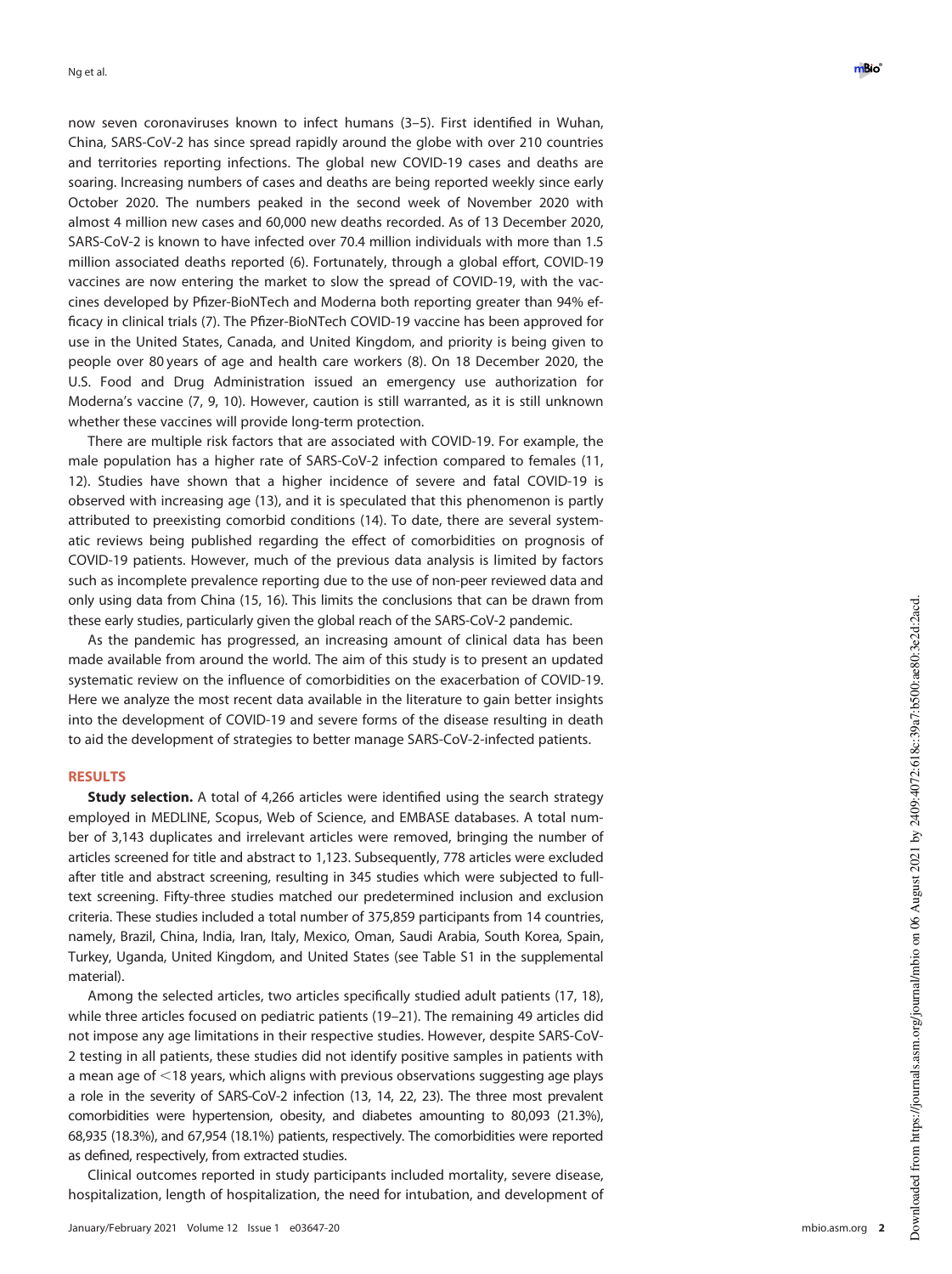now seven coronaviruses known to infect humans (3–5). First identified in Wuhan, China, SARS-CoV-2 has since spread rapidly around the globe with over 210 countries and territories reporting infections. The global new COVID-19 cases and deaths are soaring. Increasing numbers of cases and deaths are being reported weekly since early October 2020. The numbers peaked in the second week of November 2020 with almost 4 million new cases and 60,000 new deaths recorded. As of 13 December 2020, SARS-CoV-2 is known to have infected over 70.4 million individuals with more than 1.5 million associated deaths reported (6). Fortunately, through a global effort, COVID-19 vaccines are now entering the market to slow the spread of COVID-19, with the vaccines developed by Pfizer-BioNTech and Moderna both reporting greater than 94% efficacy in clinical trials (7). The Pfizer-BioNTech COVID-19 vaccine has been approved for use in the United States, Canada, and United Kingdom, and priority is being given to people over 80 years of age and health care workers (8). On 18 December 2020, the U.S. Food and Drug Administration issued an emergency use authorization for Moderna's vaccine (7, 9, 10). However, caution is still warranted, as it is still unknown whether these vaccines will provide long-term protection.

There are multiple risk factors that are associated with COVID-19. For example, the male population has a higher rate of SARS-CoV-2 infection compared to females (11, 12). Studies have shown that a higher incidence of severe and fatal COVID-19 is observed with increasing age (13), and it is speculated that this phenomenon is partly attributed to preexisting comorbid conditions (14). To date, there are several systematic reviews being published regarding the effect of comorbidities on prognosis of COVID-19 patients. However, much of the previous data analysis is limited by factors such as incomplete prevalence reporting due to the use of non-peer reviewed data and only using data from China (15, 16). This limits the conclusions that can be drawn from these early studies, particularly given the global reach of the SARS-CoV-2 pandemic.

As the pandemic has progressed, an increasing amount of clinical data has been made available from around the world. The aim of this study is to present an updated systematic review on the influence of comorbidities on the exacerbation of COVID-19. Here we analyze the most recent data available in the literature to gain better insights into the development of COVID-19 and severe forms of the disease resulting in death to aid the development of strategies to better manage SARS-CoV-2-infected patients.

## RESULTS

**Study selection.** A total of 4,266 articles were identified using the search strategy employed in MEDLINE, Scopus, Web of Science, and EMBASE databases. A total number of 3,143 duplicates and irrelevant articles were removed, bringing the number of articles screened for title and abstract to 1,123. Subsequently, 778 articles were excluded after title and abstract screening, resulting in 345 studies which were subjected to full-text screening. Fifty-three studies matched our predetermined inclusion and exclusion criteria. These studies included a total number of 375,859 participants from 14 countries, namely, Brazil, China, India, Iran, Italy, Mexico, Oman, Saudi Arabia, South Korea, Spain, Turkey, Uganda, United Kingdom, and United States (see Table S1 in the supplemental material).

Among the selected articles, two articles specifically studied adult patients (17, 18), while three articles focused on pediatric patients (19–21). The remaining 49 articles did not impose any age limitations in their respective studies. However, despite SARS-CoV-2 testing in all patients, these studies did not identify positive samples in patients with a mean age of <18 years, which aligns with previous observations suggesting age plays a role in the severity of SARS-CoV-2 infection (13, 14, 22, 23). The three most prevalent comorbidities were hypertension, obesity, and diabetes amounting to 80,093 (21.3%), 68,935 (18.3%), and 67,954 (18.1%) patients, respectively. The comorbidities were reported as defined, respectively, from extracted studies.

Clinical outcomes reported in study participants included mortality, severe disease, hospitalization, length of hospitalization, the need for intubation, and development of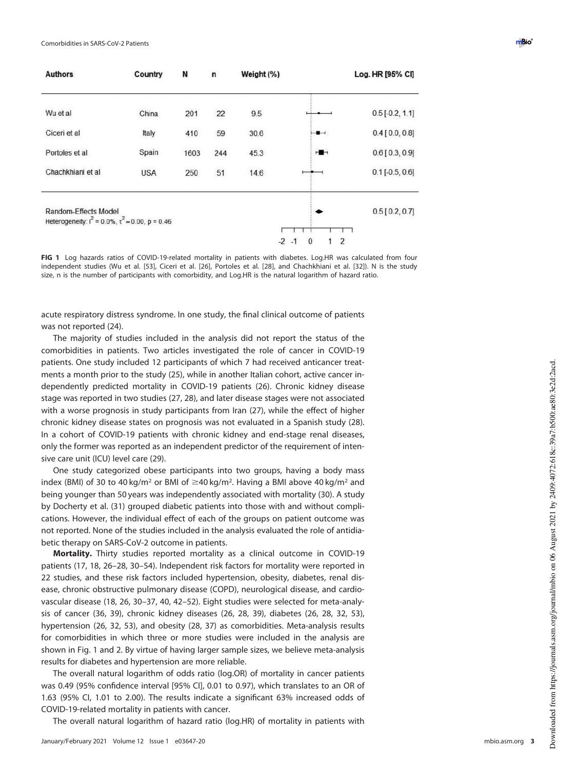| Authors | Country | N | n | Weight (%) | Log. HR [95% CI] |
|---|---|---|---|---|---|
| Wu et al | China | 201 | 22 | 9.5 | 0.5 [-0.2, 1.1] |
| Ciceri et al | Italy | 410 | 59 | 30.6 | 0.4 [0.0, 0.8] |
| Portoles et al | Spain | 1603 | 244 | 45.3 | 0.6 [0.3, 0.9] |
| Chachkhiani et al | USA | 250 | 51 | 14.6 | 0.1 [-0.5, 0.6] |
| Random-Effects Model<br>Heterogeneity: $I^2 = 0.0\%$, $\tau^2 = 0.00$, p = 0.46 | | | | | 0.5 [0.2, 0.7] |

**FIG 1** Log hazards ratios of COVID-19-related mortality in patients with diabetes. Log.HR was calculated from four independent studies (Wu et al. [53], Ciceri et al. [26], Portoles et al. [28], and Chachkhiani et al. [32]). N is the study size, n is the number of participants with comorbidity, and Log.HR is the natural logarithm of hazard ratio.

acute respiratory distress syndrome. In one study, the final clinical outcome of patients was not reported (24).

The majority of studies included in the analysis did not report the status of the comorbidities in patients. Two articles investigated the role of cancer in COVID-19 patients. One study included 12 participants of which 7 had received anticancer treatments a month prior to the study (25), while in another Italian cohort, active cancer independently predicted mortality in COVID-19 patients (26). Chronic kidney disease stage was reported in two studies (27, 28), and later disease stages were not associated with a worse prognosis in study participants from Iran (27), while the effect of higher chronic kidney disease states on prognosis was not evaluated in a Spanish study (28). In a cohort of COVID-19 patients with chronic kidney and end-stage renal diseases, only the former was reported as an independent predictor of the requirement of intensive care unit (ICU) level care (29).

One study categorized obese participants into two groups, having a body mass index (BMI) of 30 to 40 $kg/m^2$ or BMI of $\geq$40 $kg/m^2$. Having a BMI above 40 $kg/m^2$ and being younger than 50 years was independently associated with mortality (30). A study by Docherty et al. (31) grouped diabetic patients into those with and without complications. However, the individual effect of each of the groups on patient outcome was not reported. None of the studies included in the analysis evaluated the role of antidiabetic therapy on SARS-CoV-2 outcome in patients.

**Mortality.** Thirty studies reported mortality as a clinical outcome in COVID-19 patients (17, 18, 26–28, 30–54). Independent risk factors for mortality were reported in 22 studies, and these risk factors included hypertension, obesity, diabetes, renal disease, chronic obstructive pulmonary disease (COPD), neurological disease, and cardiovascular disease (18, 26, 30–37, 40, 42–52). Eight studies were selected for meta-analysis of cancer (36, 39), chronic kidney diseases (26, 28, 39), diabetes (26, 28, 32, 53), hypertension (26, 32, 53), and obesity (28, 37) as comorbidities. Meta-analysis results for comorbidities in which three or more studies were included in the analysis are shown in Fig. 1 and 2. By virtue of having larger sample sizes, we believe meta-analysis results for diabetes and hypertension are more reliable.

The overall natural logarithm of odds ratio (log.OR) of mortality in cancer patients was 0.49 (95% confidence interval [95% CI], 0.01 to 0.97), which translates to an OR of 1.63 (95% CI, 1.01 to 2.00). The results indicate a significant 63% increased odds of COVID-19-related mortality in patients with cancer.

The overall natural logarithm of hazard ratio (log.HR) of mortality in patients with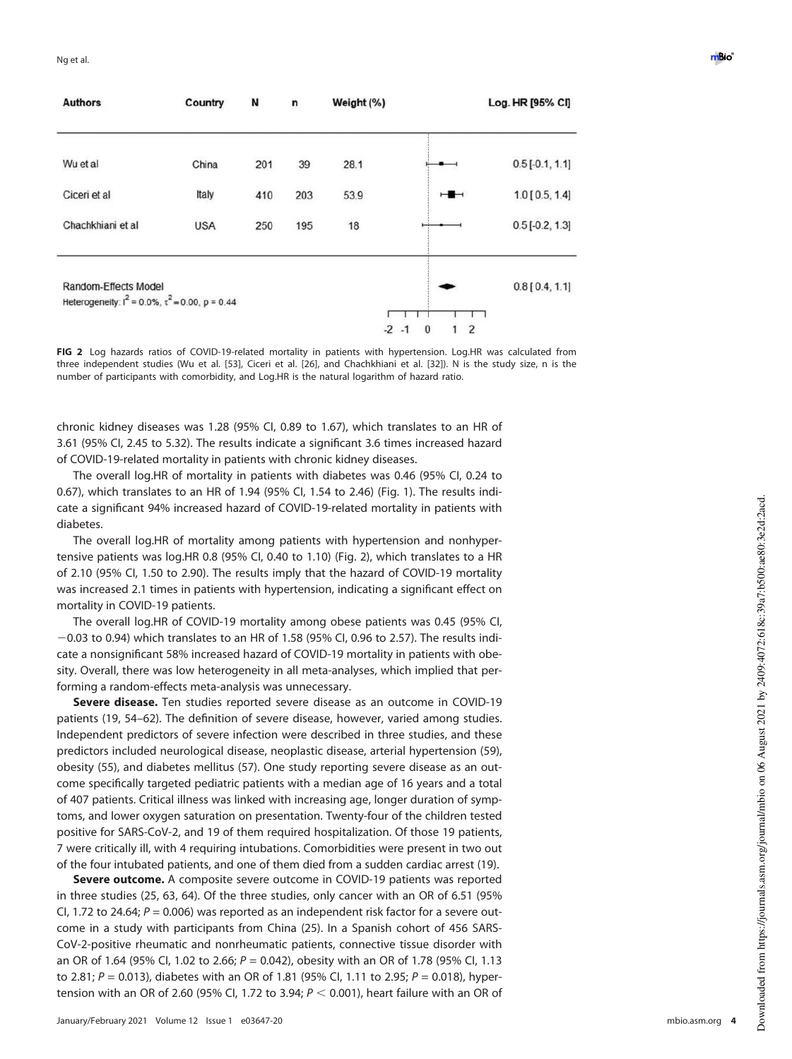| Authors | Country | N | n | Weight (%) | Log. HR [95% CI] |
| --- | --- | --- | --- | --- | --- |
| Wu et al | China | 201 | 39 | 28.1 | 0.5 [-0.1, 1.1] |
| Ciceri et al | Italy | 410 | 203 | 53.9 | 1.0 [ 0.5, 1.4] |
| Chachkhiani et al | USA | 250 | 195 | 18 | 0.5 [-0.2, 1.3] |
| Random-Effects Model<br>Heterogeneity: $I^2 = 0.0\%$, $\tau^2 = 0.00$, p = 0.44 | | | | | 0.8 [ 0.4, 1.1] |

**FIG 2** Log hazards ratios of COVID-19-related mortality in patients with hypertension. Log.HR was calculated from three independent studies (Wu et al. [53], Ciceri et al. [26], and Chachkhiani et al. [32]). N is the study size, n is the number of participants with comorbidity, and Log.HR is the natural logarithm of hazard ratio.

chronic kidney diseases was 1.28 (95% CI, 0.89 to 1.67), which translates to an HR of 3.61 (95% CI, 2.45 to 5.32). The results indicate a significant 3.6 times increased hazard of COVID-19-related mortality in patients with chronic kidney diseases.

The overall log.HR of mortality in patients with diabetes was 0.46 (95% CI, 0.24 to 0.67), which translates to an HR of 1.94 (95% CI, 1.54 to 2.46) (Fig. 1). The results indicate a significant 94% increased hazard of COVID-19-related mortality in patients with diabetes.

The overall log.HR of mortality among patients with hypertension and nonhypertensive patients was log.HR 0.8 (95% CI, 0.40 to 1.10) (Fig. 2), which translates to a HR of 2.10 (95% CI, 1.50 to 2.90). The results imply that the hazard of COVID-19 mortality was increased 2.1 times in patients with hypertension, indicating a significant effect on mortality in COVID-19 patients.

The overall log.HR of COVID-19 mortality among obese patients was 0.45 (95% CI, −0.03 to 0.94) which translates to an HR of 1.58 (95% CI, 0.96 to 2.57). The results indicate a nonsignificant 58% increased hazard of COVID-19 mortality in patients with obesity. Overall, there was low heterogeneity in all meta-analyses, which implied that performing a random-effects meta-analysis was unnecessary.

**Severe disease.** Ten studies reported severe disease as an outcome in COVID-19 patients (19, 54–62). The definition of severe disease, however, varied among studies. Independent predictors of severe infection were described in three studies, and these predictors included neurological disease, neoplastic disease, arterial hypertension (59), obesity (55), and diabetes mellitus (57). One study reporting severe disease as an outcome specifically targeted pediatric patients with a median age of 16 years and a total of 407 patients. Critical illness was linked with increasing age, longer duration of symptoms, and lower oxygen saturation on presentation. Twenty-four of the children tested positive for SARS-CoV-2, and 19 of them required hospitalization. Of those 19 patients, 7 were critically ill, with 4 requiring intubations. Comorbidities were present in two out of the four intubated patients, and one of them died from a sudden cardiac arrest (19).

**Severe outcome.** A composite severe outcome in COVID-19 patients was reported in three studies (25, 63, 64). Of the three studies, only cancer with an OR of 6.51 (95% CI, 1.72 to 24.64; $P = 0.006$) was reported as an independent risk factor for a severe outcome in a study with participants from China (25). In a Spanish cohort of 456 SARS-CoV-2-positive rheumatic and nonrheumatic patients, connective tissue disorder with an OR of 1.64 (95% CI, 1.02 to 2.66; $P = 0.042$), obesity with an OR of 1.78 (95% CI, 1.13 to 2.81; $P = 0.013$), diabetes with an OR of 1.81 (95% CI, 1.11 to 2.95; $P = 0.018$), hypertension with an OR of 2.60 (95% CI, 1.72 to 3.94; $P < 0.001$), heart failure with an OR of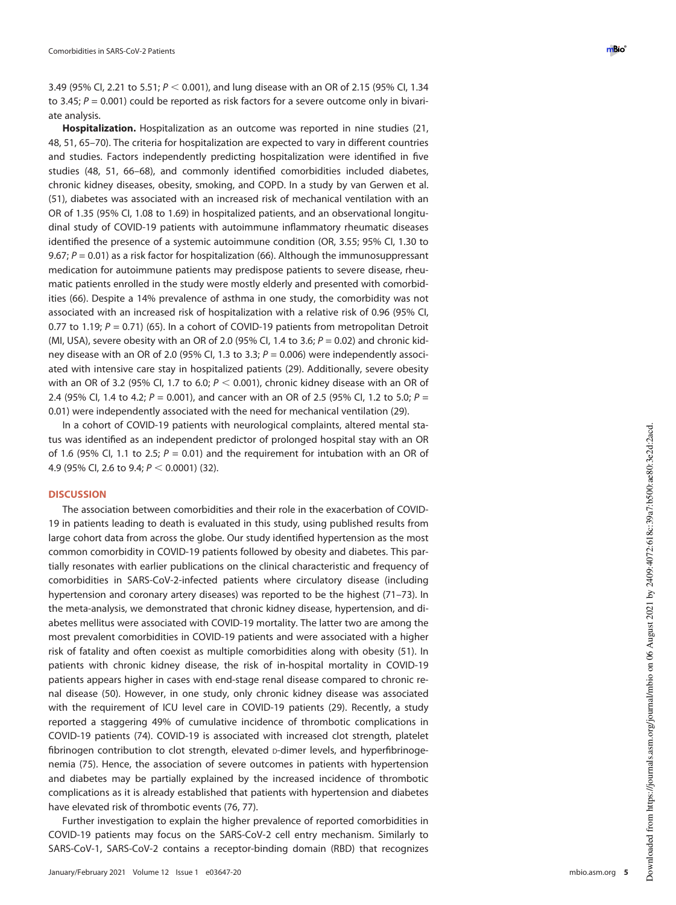3.49 (95% CI, 2.21 to 5.51; $P < 0.001$), and lung disease with an OR of 2.15 (95% CI, 1.34 to 3.45; $P = 0.001$) could be reported as risk factors for a severe outcome only in bivariate analysis.

**Hospitalization.** Hospitalization as an outcome was reported in nine studies (21, 48, 51, 65–70). The criteria for hospitalization are expected to vary in different countries and studies. Factors independently predicting hospitalization were identified in five studies (48, 51, 66–68), and commonly identified comorbidities included diabetes, chronic kidney diseases, obesity, smoking, and COPD. In a study by van Gerwen et al. (51), diabetes was associated with an increased risk of mechanical ventilation with an OR of 1.35 (95% CI, 1.08 to 1.69) in hospitalized patients, and an observational longitudinal study of COVID-19 patients with autoimmune inflammatory rheumatic diseases identified the presence of a systemic autoimmune condition (OR, 3.55; 95% CI, 1.30 to 9.67; $P = 0.01$) as a risk factor for hospitalization (66). Although the immunosuppressant medication for autoimmune patients may predispose patients to severe disease, rheumatic patients enrolled in the study were mostly elderly and presented with comorbidities (66). Despite a 14% prevalence of asthma in one study, the comorbidity was not associated with an increased risk of hospitalization with a relative risk of 0.96 (95% CI, 0.77 to 1.19; $P = 0.71$) (65). In a cohort of COVID-19 patients from metropolitan Detroit (MI, USA), severe obesity with an OR of 2.0 (95% CI, 1.4 to 3.6; $P = 0.02$) and chronic kidney disease with an OR of 2.0 (95% CI, 1.3 to 3.3; $P = 0.006$) were independently associated with intensive care stay in hospitalized patients (29). Additionally, severe obesity with an OR of 3.2 (95% CI, 1.7 to 6.0; $P < 0.001$), chronic kidney disease with an OR of 2.4 (95% CI, 1.4 to 4.2; $P = 0.001$), and cancer with an OR of 2.5 (95% CI, 1.2 to 5.0; $P = 0.01$) were independently associated with the need for mechanical ventilation (29).

In a cohort of COVID-19 patients with neurological complaints, altered mental status was identified as an independent predictor of prolonged hospital stay with an OR of 1.6 (95% CI, 1.1 to 2.5; $P = 0.01$) and the requirement for intubation with an OR of 4.9 (95% CI, 2.6 to 9.4; $P < 0.0001$) (32).

## DISCUSSION

The association between comorbidities and their role in the exacerbation of COVID-19 in patients leading to death is evaluated in this study, using published results from large cohort data from across the globe. Our study identified hypertension as the most common comorbidity in COVID-19 patients followed by obesity and diabetes. This partially resonates with earlier publications on the clinical characteristic and frequency of comorbidities in SARS-CoV-2-infected patients where circulatory disease (including hypertension and coronary artery diseases) was reported to be the highest (71–73). In the meta-analysis, we demonstrated that chronic kidney disease, hypertension, and diabetes mellitus were associated with COVID-19 mortality. The latter two are among the most prevalent comorbidities in COVID-19 patients and were associated with a higher risk of fatality and often coexist as multiple comorbidities along with obesity (51). In patients with chronic kidney disease, the risk of in-hospital mortality in COVID-19 patients appears higher in cases with end-stage renal disease compared to chronic renal disease (50). However, in one study, only chronic kidney disease was associated with the requirement of ICU level care in COVID-19 patients (29). Recently, a study reported a staggering 49% of cumulative incidence of thrombotic complications in COVID-19 patients (74). COVID-19 is associated with increased clot strength, platelet fibrinogen contribution to clot strength, elevated D-dimer levels, and hyperfibrinogenemia (75). Hence, the association of severe outcomes in patients with hypertension and diabetes may be partially explained by the increased incidence of thrombotic complications as it is already established that patients with hypertension and diabetes have elevated risk of thrombotic events (76, 77).

Further investigation to explain the higher prevalence of reported comorbidities in COVID-19 patients may focus on the SARS-CoV-2 cell entry mechanism. Similarly to SARS-CoV-1, SARS-CoV-2 contains a receptor-binding domain (RBD) that recognizes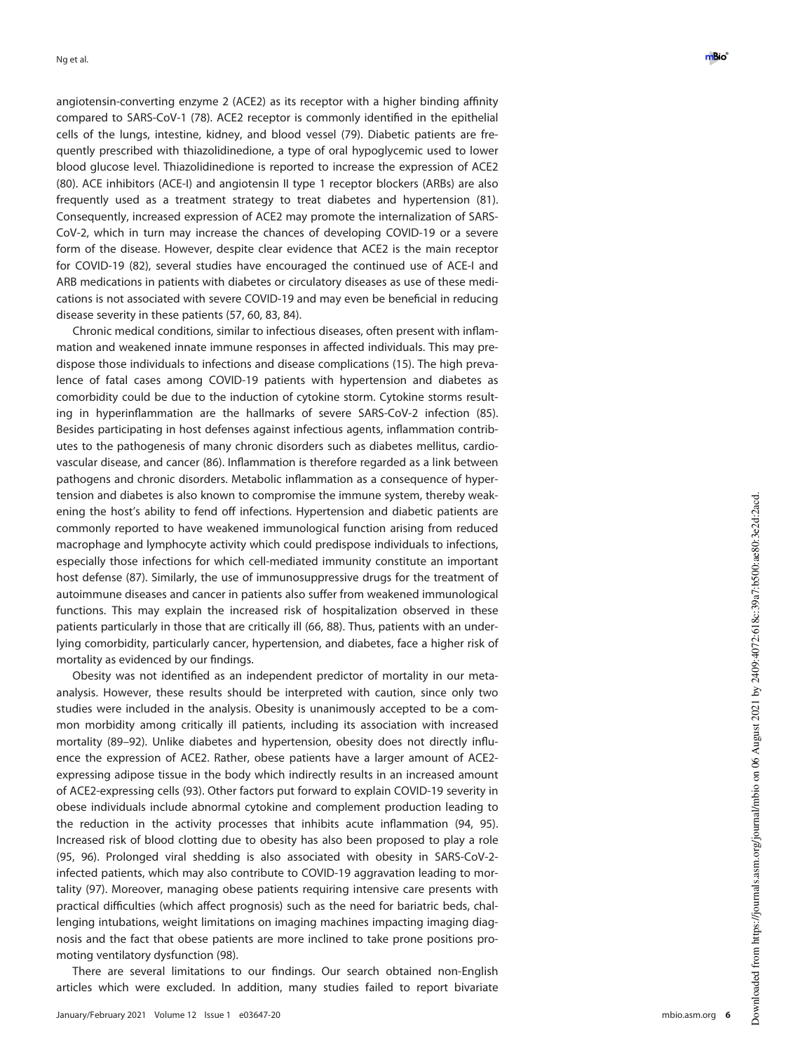angiotensin-converting enzyme 2 (ACE2) as its receptor with a higher binding affinity compared to SARS-CoV-1 (78). ACE2 receptor is commonly identified in the epithelial cells of the lungs, intestine, kidney, and blood vessel (79). Diabetic patients are frequently prescribed with thiazolidinedione, a type of oral hypoglycemic used to lower blood glucose level. Thiazolidinedione is reported to increase the expression of ACE2 (80). ACE inhibitors (ACE-I) and angiotensin II type 1 receptor blockers (ARBs) are also frequently used as a treatment strategy to treat diabetes and hypertension (81). Consequently, increased expression of ACE2 may promote the internalization of SARS-CoV-2, which in turn may increase the chances of developing COVID-19 or a severe form of the disease. However, despite clear evidence that ACE2 is the main receptor for COVID-19 (82), several studies have encouraged the continued use of ACE-I and ARB medications in patients with diabetes or circulatory diseases as use of these medications is not associated with severe COVID-19 and may even be beneficial in reducing disease severity in these patients (57, 60, 83, 84).

Chronic medical conditions, similar to infectious diseases, often present with inflammation and weakened innate immune responses in affected individuals. This may predispose those individuals to infections and disease complications (15). The high prevalence of fatal cases among COVID-19 patients with hypertension and diabetes as comorbidity could be due to the induction of cytokine storm. Cytokine storms resulting in hyperinflammation are the hallmarks of severe SARS-CoV-2 infection (85). Besides participating in host defenses against infectious agents, inflammation contributes to the pathogenesis of many chronic disorders such as diabetes mellitus, cardiovascular disease, and cancer (86). Inflammation is therefore regarded as a link between pathogens and chronic disorders. Metabolic inflammation as a consequence of hypertension and diabetes is also known to compromise the immune system, thereby weakening the host's ability to fend off infections. Hypertension and diabetic patients are commonly reported to have weakened immunological function arising from reduced macrophage and lymphocyte activity which could predispose individuals to infections, especially those infections for which cell-mediated immunity constitute an important host defense (87). Similarly, the use of immunosuppressive drugs for the treatment of autoimmune diseases and cancer in patients also suffer from weakened immunological functions. This may explain the increased risk of hospitalization observed in these patients particularly in those that are critically ill (66, 88). Thus, patients with an underlying comorbidity, particularly cancer, hypertension, and diabetes, face a higher risk of mortality as evidenced by our findings.

Obesity was not identified as an independent predictor of mortality in our meta-analysis. However, these results should be interpreted with caution, since only two studies were included in the analysis. Obesity is unanimously accepted to be a common morbidity among critically ill patients, including its association with increased mortality (89–92). Unlike diabetes and hypertension, obesity does not directly influence the expression of ACE2. Rather, obese patients have a larger amount of ACE2-expressing adipose tissue in the body which indirectly results in an increased amount of ACE2-expressing cells (93). Other factors put forward to explain COVID-19 severity in obese individuals include abnormal cytokine and complement production leading to the reduction in the activity processes that inhibits acute inflammation (94, 95). Increased risk of blood clotting due to obesity has also been proposed to play a role (95, 96). Prolonged viral shedding is also associated with obesity in SARS-CoV-2-infected patients, which may also contribute to COVID-19 aggravation leading to mortality (97). Moreover, managing obese patients requiring intensive care presents with practical difficulties (which affect prognosis) such as the need for bariatric beds, challenging intubations, weight limitations on imaging machines impacting imaging diagnosis and the fact that obese patients are more inclined to take prone positions promoting ventilatory dysfunction (98).

There are several limitations to our findings. Our search obtained non-English articles which were excluded. In addition, many studies failed to report bivariate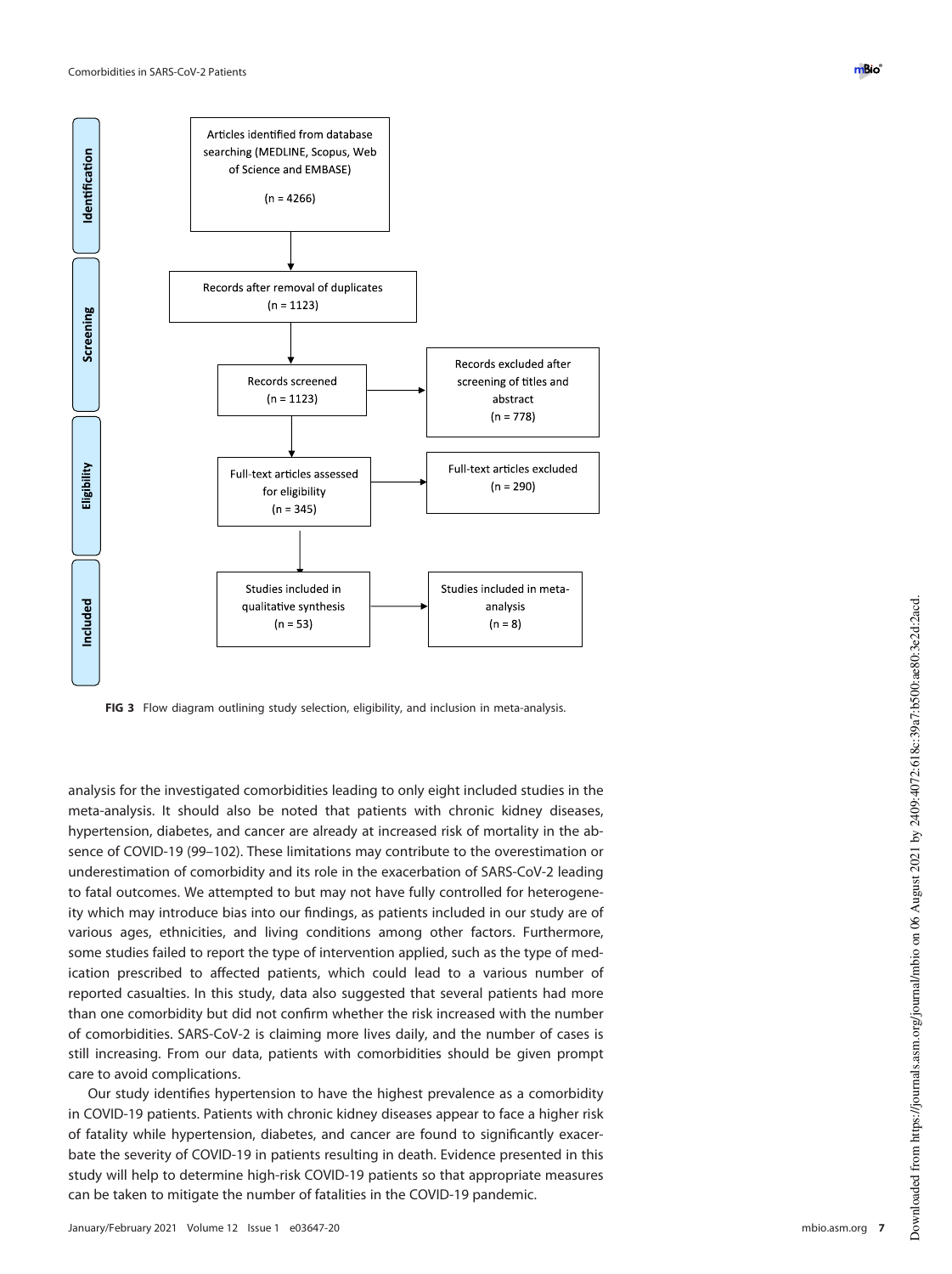**Identification**

Articles identified from database searching (MEDLINE, Scopus, Web of Science and EMBASE)
(n = 4266)

**Screening**

Records after removal of duplicates
(n = 1123)

Records screened
(n = 1123)

Records excluded after screening of titles and abstract
(n = 778)

**Eligibility**

Full-text articles assessed for eligibility
(n = 345)

Full-text articles excluded
(n = 290)

**Included**

Studies included in qualitative synthesis
(n = 53)

Studies included in meta-analysis
(n = 8)

**FIG 3** Flow diagram outlining study selection, eligibility, and inclusion in meta-analysis.

analysis for the investigated comorbidities leading to only eight included studies in the meta-analysis. It should also be noted that patients with chronic kidney diseases, hypertension, diabetes, and cancer are already at increased risk of mortality in the absence of COVID-19 (99–102). These limitations may contribute to the overestimation or underestimation of comorbidity and its role in the exacerbation of SARS-CoV-2 leading to fatal outcomes. We attempted to but may not have fully controlled for heterogeneity which may introduce bias into our findings, as patients included in our study are of various ages, ethnicities, and living conditions among other factors. Furthermore, some studies failed to report the type of intervention applied, such as the type of medication prescribed to affected patients, which could lead to a various number of reported casualties. In this study, data also suggested that several patients had more than one comorbidity but did not confirm whether the risk increased with the number of comorbidities. SARS-CoV-2 is claiming more lives daily, and the number of cases is still increasing. From our data, patients with comorbidities should be given prompt care to avoid complications.

Our study identifies hypertension to have the highest prevalence as a comorbidity in COVID-19 patients. Patients with chronic kidney diseases appear to face a higher risk of fatality while hypertension, diabetes, and cancer are found to significantly exacerbate the severity of COVID-19 in patients resulting in death. Evidence presented in this study will help to determine high-risk COVID-19 patients so that appropriate measures can be taken to mitigate the number of fatalities in the COVID-19 pandemic.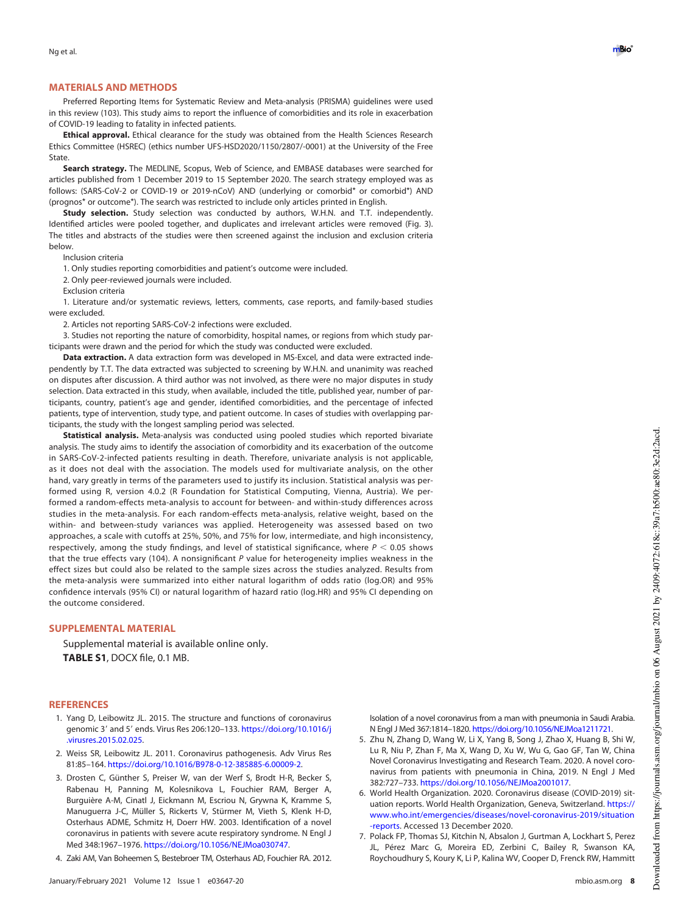## MATERIALS AND METHODS

Preferred Reporting Items for Systematic Review and Meta-analysis (PRISMA) guidelines were used in this review (103). This study aims to report the influence of comorbidities and its role in exacerbation of COVID-19 leading to fatality in infected patients.

**Ethical approval.** Ethical clearance for the study was obtained from the Health Sciences Research Ethics Committee (HSREC) (ethics number UFS-HSD2020/1150/2807/-0001) at the University of the Free State.

**Search strategy.** The MEDLINE, Scopus, Web of Science, and EMBASE databases were searched for articles published from 1 December 2019 to 15 September 2020. The search strategy employed was as follows: (SARS-CoV-2 or COVID-19 or 2019-nCoV) AND (underlying or comorbid* or comorbid*) AND (prognos* or outcome*). The search was restricted to include only articles printed in English.

**Study selection.** Study selection was conducted by authors, W.H.N. and T.T. independently. Identified articles were pooled together, and duplicates and irrelevant articles were removed (Fig. 3). The titles and abstracts of the studies were then screened against the inclusion and exclusion criteria below.

Inclusion criteria

1. Only studies reporting comorbidities and patient's outcome were included.
2. Only peer-reviewed journals were included.

Exclusion criteria

1. Literature and/or systematic reviews, letters, comments, case reports, and family-based studies were excluded.
2. Articles not reporting SARS-CoV-2 infections were excluded.
3. Studies not reporting the nature of comorbidity, hospital names, or regions from which study participants were drawn and the period for which the study was conducted were excluded.

**Data extraction.** A data extraction form was developed in MS-Excel, and data were extracted independently by T.T. The data extracted was subjected to screening by W.H.N. and unanimity was reached on disputes after discussion. A third author was not involved, as there were no major disputes in study selection. Data extracted in this study, when available, included the title, published year, number of participants, country, patient's age and gender, identified comorbidities, and the percentage of infected patients, type of intervention, study type, and patient outcome. In cases of studies with overlapping participants, the study with the longest sampling period was selected.

**Statistical analysis.** Meta-analysis was conducted using pooled studies which reported bivariate analysis. The study aims to identify the association of comorbidity and its exacerbation of the outcome in SARS-CoV-2-infected patients resulting in death. Therefore, univariate analysis is not applicable, as it does not deal with the association. The models used for multivariate analysis, on the other hand, vary greatly in terms of the parameters used to justify its inclusion. Statistical analysis was performed using R, version 4.0.2 (R Foundation for Statistical Computing, Vienna, Austria). We performed a random-effects meta-analysis to account for between- and within-study differences across studies in the meta-analysis. For each random-effects meta-analysis, relative weight, based on the within- and between-study variances was applied. Heterogeneity was assessed based on two approaches, a scale with cutoffs at 25%, 50%, and 75% for low, intermediate, and high inconsistency, respectively, among the study findings, and level of statistical significance, where $P < 0.05$ shows that the true effects vary (104). A nonsignificant $P$ value for heterogeneity implies weakness in the effect sizes but could also be related to the sample sizes across the studies analyzed. Results from the meta-analysis were summarized into either natural logarithm of odds ratio (log.OR) and 95% confidence intervals (95% CI) or natural logarithm of hazard ratio (log.HR) and 95% CI depending on the outcome considered.

## SUPPLEMENTAL MATERIAL

Supplemental material is available online only.
**TABLE S1**, DOCX file, 0.1 MB.

## REFERENCES

1. Yang D, Leibowitz JL. 2015. The structure and functions of coronavirus genomic 3′ and 5′ ends. Virus Res 206:120–133. https://doi.org/10.1016/j.virusres.2015.02.025.
2. Weiss SR, Leibowitz JL. 2011. Coronavirus pathogenesis. Adv Virus Res 81:85–164. https://doi.org/10.1016/B978-0-12-385885-6.00009-2.
3. Drosten C, Günther S, Preiser W, van der Werf S, Brodt H-R, Becker S, Rabenau H, Panning M, Kolesnikova L, Fouchier RAM, Berger A, Burguière A-M, Cinatl J, Eickmann M, Escriou N, Grywna K, Kramme S, Manuguerra J-C, Müller S, Rickerts V, Stürmer M, Vieth S, Klenk H-D, Osterhaus ADME, Schmitz H, Doerr HW. 2003. Identification of a novel coronavirus in patients with severe acute respiratory syndrome. N Engl J Med 348:1967–1976. https://doi.org/10.1056/NEJMoa030747.
4. Zaki AM, Van Boheemen S, Bestebroer TM, Osterhaus AD, Fouchier RA. 2012. Isolation of a novel coronavirus from a man with pneumonia in Saudi Arabia. N Engl J Med 367:1814–1820. https://doi.org/10.1056/NEJMoa1211721.
5. Zhu N, Zhang D, Wang W, Li X, Yang B, Song J, Zhao X, Huang B, Shi W, Lu R, Niu P, Zhan F, Ma X, Wang D, Xu W, Wu G, Gao GF, Tan W, China Novel Coronavirus Investigating and Research Team. 2020. A novel coronavirus from patients with pneumonia in China, 2019. N Engl J Med 382:727–733. https://doi.org/10.1056/NEJMoa2001017.
6. World Health Organization. 2020. Coronavirus disease (COVID-2019) situation reports. World Health Organization, Geneva, Switzerland. https://www.who.int/emergencies/diseases/novel-coronavirus-2019/situation-reports. Accessed 13 December 2020.
7. Polack FP, Thomas SJ, Kitchin N, Absalon J, Gurtman A, Lockhart S, Perez JL, Pérez Marc G, Moreira ED, Zerbini C, Bailey R, Swanson KA, Roychoudhury S, Koury K, Li P, Kalina WV, Cooper D, Frenck RW, Hammitt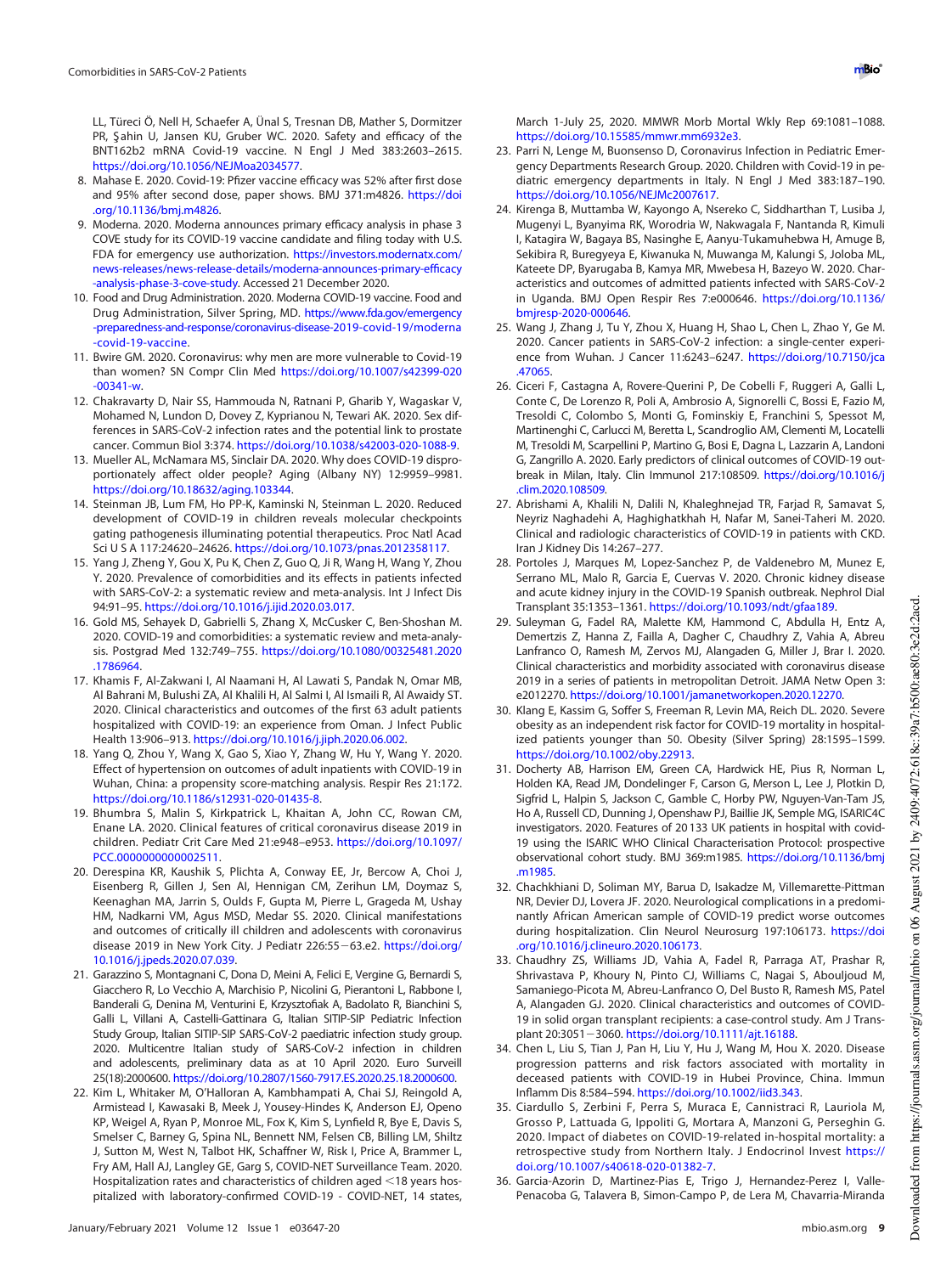LL, Türeci Ö, Nell H, Schaefer A, Ünal S, Tresnan DB, Mather S, Dormitzer PR, Şahin U, Jansen KU, Gruber WC. 2020. Safety and efficacy of the BNT162b2 mRNA Covid-19 vaccine. N Engl J Med 383:2603–2615. https://doi.org/10.1056/NEJMoa2034577.

8. Mahase E. 2020. Covid-19: Pfizer vaccine efficacy was 52% after first dose and 95% after second dose, paper shows. BMJ 371:m4826. https://doi.org/10.1136/bmj.m4826.
9. Moderna. 2020. Moderna announces primary efficacy analysis in phase 3 COVE study for its COVID-19 vaccine candidate and filing today with U.S. FDA for emergency use authorization. https://investors.modernatx.com/news-releases/news-release-details/moderna-announces-primary-efficacy-analysis-phase-3-cove-study. Accessed 21 December 2020.
10. Food and Drug Administration. 2020. Moderna COVID-19 vaccine. Food and Drug Administration, Silver Spring, MD. https://www.fda.gov/emergency-preparedness-and-response/coronavirus-disease-2019-covid-19/moderna-covid-19-vaccine.
11. Bwire GM. 2020. Coronavirus: why men are more vulnerable to Covid-19 than women? SN Compr Clin Med https://doi.org/10.1007/s42399-020-00341-w.
12. Chakravarty D, Nair SS, Hammouda N, Ratnani P, Gharib Y, Wagaskar V, Mohamed N, Lundon D, Dovey Z, Kyprianou N, Tewari AK. 2020. Sex differences in SARS-CoV-2 infection rates and the potential link to prostate cancer. Commun Biol 3:374. https://doi.org/10.1038/s42003-020-1088-9.
13. Mueller AL, McNamara MS, Sinclair DA. 2020. Why does COVID-19 disproportionately affect older people? Aging (Albany NY) 12:9959–9981. https://doi.org/10.18632/aging.103344.
14. Steinman JB, Lum FM, Ho PP-K, Kaminski N, Steinman L. 2020. Reduced development of COVID-19 in children reveals molecular checkpoints gating pathogenesis illuminating potential therapeutics. Proc Natl Acad Sci U S A 117:24620–24626. https://doi.org/10.1073/pnas.2012358117.
15. Yang J, Zheng Y, Gou X, Pu K, Chen Z, Guo Q, Ji R, Wang H, Wang Y, Zhou Y. 2020. Prevalence of comorbidities and its effects in patients infected with SARS-CoV-2: a systematic review and meta-analysis. Int J Infect Dis 94:91–95. https://doi.org/10.1016/j.ijid.2020.03.017.
16. Gold MS, Sehayek D, Gabrielli S, Zhang X, McCusker C, Ben-Shoshan M. 2020. COVID-19 and comorbidities: a systematic review and meta-analysis. Postgrad Med 132:749–755. https://doi.org/10.1080/00325481.2020.1786964.
17. Khamis F, Al-Zakwani I, Al Naamani H, Al Lawati S, Pandak N, Omar MB, Al Bahrani M, Bulushi ZA, Al Khalili H, Al Salmi I, Al Ismaili R, Al Awaidy ST. 2020. Clinical characteristics and outcomes of the first 63 adult patients hospitalized with COVID-19: an experience from Oman. J Infect Public Health 13:906–913. https://doi.org/10.1016/j.jiph.2020.06.002.
18. Yang Q, Zhou Y, Wang X, Gao S, Xiao Y, Zhang W, Hu Y, Wang Y. 2020. Effect of hypertension on outcomes of adult inpatients with COVID-19 in Wuhan, China: a propensity score-matching analysis. Respir Res 21:172. https://doi.org/10.1186/s12931-020-01435-8.
19. Bhumbra S, Malin S, Kirkpatrick L, Khaitan A, John CC, Rowan CM, Enane LA. 2020. Clinical features of critical coronavirus disease 2019 in children. Pediatr Crit Care Med 21:e948–e953. https://doi.org/10.1097/PCC.0000000000002511.
20. Derespina KR, Kaushik S, Plichta A, Conway EE, Jr, Bercow A, Choi J, Eisenberg R, Gillen J, Sen AI, Hennigan CM, Zerihun LM, Doymaz S, Keenaghan MA, Jarrin S, Oulds F, Gupta M, Pierre L, Grageda M, Ushay HM, Nadkarni VM, Agus MSD, Medar SS. 2020. Clinical manifestations and outcomes of critically ill children and adolescents with coronavirus disease 2019 in New York City. J Pediatr 226:55−63.e2. https://doi.org/10.1016/j.jpeds.2020.07.039.
21. Garazzino S, Montagnani C, Dona D, Meini A, Felici E, Vergine G, Bernardi S, Giacchero R, Lo Vecchio A, Marchisio P, Nicolini G, Pierantoni L, Rabbone I, Banderali G, Denina M, Venturini E, Krzysztofiak A, Badolato R, Bianchini S, Galli L, Villani A, Castelli-Gattinara G, Italian SITIP-SIP Pediatric Infection Study Group, Italian SITIP-SIP SARS-CoV-2 paediatric infection study group. 2020. Multicentre Italian study of SARS-CoV-2 infection in children and adolescents, preliminary data as at 10 April 2020. Euro Surveill 25(18):2000600. https://doi.org/10.2807/1560-7917.ES.2020.25.18.2000600.
22. Kim L, Whitaker M, O'Halloran A, Kambhampati A, Chai SJ, Reingold A, Armistead I, Kawasaki B, Meek J, Yousey-Hindes K, Anderson EJ, Openo KP, Weigel A, Ryan P, Monroe ML, Fox K, Kim S, Lynfield R, Bye E, Davis S, Smelser C, Barney G, Spina NL, Bennett NM, Felsen CB, Billing LM, Shiltz J, Sutton M, West N, Talbot HK, Schaffner W, Risk I, Price A, Brammer L, Fry AM, Hall AJ, Langley GE, Garg S, COVID-NET Surveillance Team. 2020. Hospitalization rates and characteristics of children aged <18 years hospitalized with laboratory-confirmed COVID-19 - COVID-NET, 14 states, March 1-July 25, 2020. MMWR Morb Mortal Wkly Rep 69:1081–1088. https://doi.org/10.15585/mmwr.mm6932e3.
23. Parri N, Lenge M, Buonsenso D, Coronavirus Infection in Pediatric Emergency Departments Research Group. 2020. Children with Covid-19 in pediatric emergency departments in Italy. N Engl J Med 383:187–190. https://doi.org/10.1056/NEJMc2007617.
24. Kirenga B, Muttamba W, Kayongo A, Nsereko C, Siddharthan T, Lusiba J, Mugenyi L, Byanyima RK, Worodria W, Nakwagala F, Nantanda R, Kimuli I, Katagira W, Bagaya BS, Nasinghe E, Aanyu-Tukamuhebwa H, Amuge B, Sekibira R, Buregyeya E, Kiwanuka N, Muwanga M, Kalungi S, Joloba ML, Kateete DP, Byarugaba B, Kamya MR, Mwebesa H, Bazeyo W. 2020. Characteristics and outcomes of admitted patients infected with SARS-CoV-2 in Uganda. BMJ Open Respir Res 7:e000646. https://doi.org/10.1136/bmjresp-2020-000646.
25. Wang J, Zhang J, Tu Y, Zhou X, Huang H, Shao L, Chen L, Zhao Y, Ge M. 2020. Cancer patients in SARS-CoV-2 infection: a single-center experience from Wuhan. J Cancer 11:6243–6247. https://doi.org/10.7150/jca.47065.
26. Ciceri F, Castagna A, Rovere-Querini P, De Cobelli F, Ruggeri A, Galli L, Conte C, De Lorenzo R, Poli A, Ambrosio A, Signorelli C, Bossi E, Fazio M, Tresoldi C, Colombo S, Monti G, Fominskiy E, Franchini S, Spessot M, Martinenghi C, Carlucci M, Beretta L, Scandroglio AM, Clementi M, Locatelli M, Tresoldi M, Scarpellini P, Martino G, Bosi E, Dagna L, Lazzarin A, Landoni G, Zangrillo A. 2020. Early predictors of clinical outcomes of COVID-19 outbreak in Milan, Italy. Clin Immunol 217:108509. https://doi.org/10.1016/j.clim.2020.108509.
27. Abrishami A, Khalili N, Dalili N, Khaleghnejad TR, Farjad R, Samavat S, Neyriz Naghadehi A, Haghighatkhah H, Nafar M, Sanei-Taheri M. 2020. Clinical and radiologic characteristics of COVID-19 in patients with CKD. Iran J Kidney Dis 14:267–277.
28. Portoles J, Marques M, Lopez-Sanchez P, de Valdenebro M, Munez E, Serrano ML, Malo R, Garcia E, Cuervas V. 2020. Chronic kidney disease and acute kidney injury in the COVID-19 Spanish outbreak. Nephrol Dial Transplant 35:1353–1361. https://doi.org/10.1093/ndt/gfaa189.
29. Suleyman G, Fadel RA, Malette KM, Hammond C, Abdulla H, Entz A, Demertzis Z, Hanna Z, Failla A, Dagher C, Chaudhry Z, Vahia A, Abreu Lanfranco O, Ramesh M, Zervos MJ, Alangaden G, Miller J, Brar I. 2020. Clinical characteristics and morbidity associated with coronavirus disease 2019 in a series of patients in metropolitan Detroit. JAMA Netw Open 3:e2012270. https://doi.org/10.1001/jamanetworkopen.2020.12270.
30. Klang E, Kassim G, Soffer S, Freeman R, Levin MA, Reich DL. 2020. Severe obesity as an independent risk factor for COVID-19 mortality in hospitalized patients younger than 50. Obesity (Silver Spring) 28:1595–1599. https://doi.org/10.1002/oby.22913.
31. Docherty AB, Harrison EM, Green CA, Hardwick HE, Pius R, Norman L, Holden KA, Read JM, Dondelinger F, Carson G, Merson L, Lee J, Plotkin D, Sigfrid L, Halpin S, Jackson C, Gamble C, Horby PW, Nguyen-Van-Tam JS, Ho A, Russell CD, Dunning J, Openshaw PJ, Baillie JK, Semple MG, ISARIC4C investigators. 2020. Features of 20 133 UK patients in hospital with covid-19 using the ISARIC WHO Clinical Characterisation Protocol: prospective observational cohort study. BMJ 369:m1985. https://doi.org/10.1136/bmj.m1985.
32. Chachkhiani D, Soliman MY, Barua D, Isakadze M, Villemarette-Pittman NR, Devier DJ, Lovera JF. 2020. Neurological complications in a predominantly African American sample of COVID-19 predict worse outcomes during hospitalization. Clin Neurol Neurosurg 197:106173. https://doi.org/10.1016/j.clineuro.2020.106173.
33. Chaudhry ZS, Williams JD, Vahia A, Fadel R, Parraga AT, Prashar R, Shrivastava P, Khoury N, Pinto CJ, Williams C, Nagai S, Abouljoud M, Samaniego-Picota M, Abreu-Lanfranco O, Del Busto R, Ramesh MS, Patel A, Alangaden GJ. 2020. Clinical characteristics and outcomes of COVID-19 in solid organ transplant recipients: a case-control study. Am J Transplant 20:3051−3060. https://doi.org/10.1111/ajt.16188.
34. Chen L, Liu S, Tian J, Pan H, Liu Y, Hu J, Wang M, Hou X. 2020. Disease progression patterns and risk factors associated with mortality in deceased patients with COVID-19 in Hubei Province, China. Immun Inflamm Dis 8:584–594. https://doi.org/10.1002/iid3.343.
35. Ciardullo S, Zerbini F, Perra S, Muraca E, Cannistraci R, Lauriola M, Grosso P, Lattuada G, Ippoliti G, Mortara A, Manzoni G, Perseghin G. 2020. Impact of diabetes on COVID-19-related in-hospital mortality: a retrospective study from Northern Italy. J Endocrinol Invest https://doi.org/10.1007/s40618-020-01382-7.
36. Garcia-Azorin D, Martinez-Pias E, Trigo J, Hernandez-Perez I, Valle-Penacoba G, Talavera B, Simon-Campo P, de Lera M, Chavarria-Miranda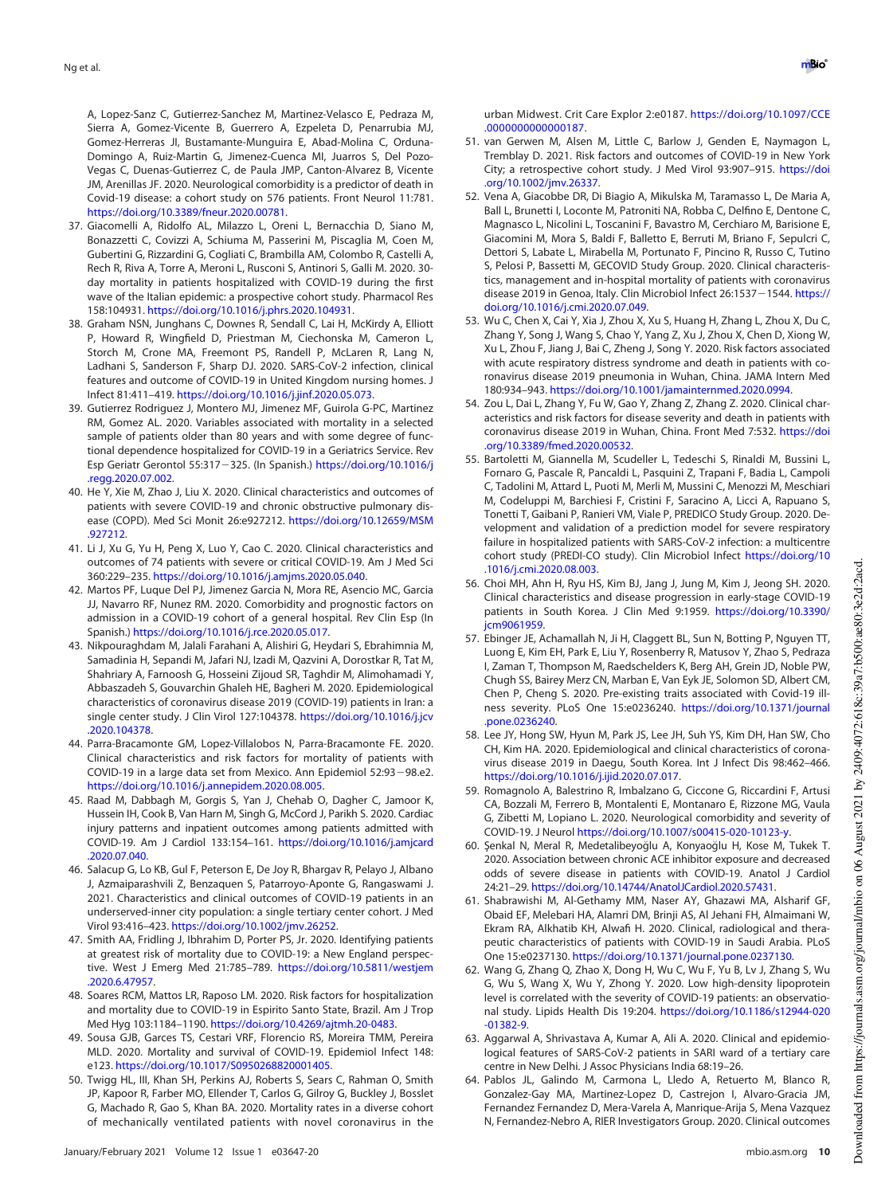A, Lopez-Sanz C, Gutierrez-Sanchez M, Martinez-Velasco E, Pedraza M, Sierra A, Gomez-Vicente B, Guerrero A, Ezpeleta D, Penarrubia MJ, Gomez-Herreras JI, Bustamante-Munguira E, Abad-Molina C, Orduna-Domingo A, Ruiz-Martin G, Jimenez-Cuenca MI, Juarros S, Del Pozo-Vegas C, Duenas-Gutierrez C, de Paula JMP, Canton-Alvarez B, Vicente JM, Arenillas JF. 2020. Neurological comorbidity is a predictor of death in Covid-19 disease: a cohort study on 576 patients. Front Neurol 11:781. https://doi.org/10.3389/fneur.2020.00781.

37. Giacomelli A, Ridolfo AL, Milazzo L, Oreni L, Bernacchia D, Siano M, Bonazzetti C, Covizzi A, Schiuma M, Passerini M, Piscaglia M, Coen M, Gubertini G, Rizzardini G, Cogliati C, Brambilla AM, Colombo R, Castelli A, Rech R, Riva A, Torre A, Meroni L, Rusconi S, Antinori S, Galli M. 2020. 30-day mortality in patients hospitalized with COVID-19 during the first wave of the Italian epidemic: a prospective cohort study. Pharmacol Res 158:104931. https://doi.org/10.1016/j.phrs.2020.104931.
38. Graham NSN, Junghans C, Downes R, Sendall C, Lai H, McKirdy A, Elliott P, Howard R, Wingfield D, Priestman M, Ciechonska M, Cameron L, Storch M, Crone MA, Freemont PS, Randell P, McLaren R, Lang N, Ladhani S, Sanderson F, Sharp DJ. 2020. SARS-CoV-2 infection, clinical features and outcome of COVID-19 in United Kingdom nursing homes. J Infect 81:411–419. https://doi.org/10.1016/j.jinf.2020.05.073.
39. Gutierrez Rodriguez J, Montero MJ, Jimenez MF, Guirola G-PC, Martinez RM, Gomez AL. 2020. Variables associated with mortality in a selected sample of patients older than 80 years and with some degree of functional dependence hospitalized for COVID-19 in a Geriatrics Service. Rev Esp Geriatr Gerontol 55:317−325. (In Spanish.) https://doi.org/10.1016/j.regg.2020.07.002.
40. He Y, Xie M, Zhao J, Liu X. 2020. Clinical characteristics and outcomes of patients with severe COVID-19 and chronic obstructive pulmonary disease (COPD). Med Sci Monit 26:e927212. https://doi.org/10.12659/MSM.927212.
41. Li J, Xu G, Yu H, Peng X, Luo Y, Cao C. 2020. Clinical characteristics and outcomes of 74 patients with severe or critical COVID-19. Am J Med Sci 360:229–235. https://doi.org/10.1016/j.amjms.2020.05.040.
42. Martos PF, Luque Del PJ, Jimenez Garcia N, Mora RE, Asencio MC, Garcia JJ, Navarro RF, Nunez RM. 2020. Comorbidity and prognostic factors on admission in a COVID-19 cohort of a general hospital. Rev Clin Esp (In Spanish.) https://doi.org/10.1016/j.rce.2020.05.017.
43. Nikpouraghdam M, Jalali Farahani A, Alishiri G, Heydari S, Ebrahimnia M, Samadinia H, Sepandi M, Jafari NJ, Izadi M, Qazvini A, Dorostkar R, Tat M, Shahriary A, Farnoosh G, Hosseini Zijoud SR, Taghdir M, Alimohamadi Y, Abbaszadeh S, Gouvarchin Ghaleh HE, Bagheri M. 2020. Epidemiological characteristics of coronavirus disease 2019 (COVID-19) patients in Iran: a single center study. J Clin Virol 127:104378. https://doi.org/10.1016/j.jcv.2020.104378.
44. Parra-Bracamonte GM, Lopez-Villalobos N, Parra-Bracamonte FE. 2020. Clinical characteristics and risk factors for mortality of patients with COVID-19 in a large data set from Mexico. Ann Epidemiol 52:93−98.e2. https://doi.org/10.1016/j.annepidem.2020.08.005.
45. Raad M, Dabbagh M, Gorgis S, Yan J, Chehab O, Dagher C, Jamoor K, Hussein IH, Cook B, Van Harn M, Singh G, McCord J, Parikh S. 2020. Cardiac injury patterns and inpatient outcomes among patients admitted with COVID-19. Am J Cardiol 133:154–161. https://doi.org/10.1016/j.amjcard.2020.07.040.
46. Salacup G, Lo KB, Gul F, Peterson E, De Joy R, Bhargav R, Pelayo J, Albano J, Azmaiparashvili Z, Benzaquen S, Patarroyo-Aponte G, Rangaswami J. 2021. Characteristics and clinical outcomes of COVID-19 patients in an underserved-inner city population: a single tertiary center cohort. J Med Virol 93:416–423. https://doi.org/10.1002/jmv.26252.
47. Smith AA, Fridling J, Ibrhahim D, Porter PS, Jr. 2020. Identifying patients at greatest risk of mortality due to COVID-19: a New England perspective. West J Emerg Med 21:785–789. https://doi.org/10.5811/westjem.2020.6.47957.
48. Soares RCM, Mattos LR, Raposo LM. 2020. Risk factors for hospitalization and mortality due to COVID-19 in Espirito Santo State, Brazil. Am J Trop Med Hyg 103:1184–1190. https://doi.org/10.4269/ajtmh.20-0483.
49. Sousa GJB, Garces TS, Cestari VRF, Florencio RS, Moreira TMM, Pereira MLD. 2020. Mortality and survival of COVID-19. Epidemiol Infect 148:e123. https://doi.org/10.1017/S0950268820001405.
50. Twigg HL, III, Khan SH, Perkins AJ, Roberts S, Sears C, Rahman O, Smith JP, Kapoor R, Farber MO, Ellender T, Carlos G, Gilroy G, Buckley J, Bosslet G, Machado R, Gao S, Khan BA. 2020. Mortality rates in a diverse cohort of mechanically ventilated patients with novel coronavirus in the urban Midwest. Crit Care Explor 2:e0187. https://doi.org/10.1097/CCE.0000000000000187.
51. van Gerwen M, Alsen M, Little C, Barlow J, Genden E, Naymagon L, Tremblay D. 2021. Risk factors and outcomes of COVID-19 in New York City; a retrospective cohort study. J Med Virol 93:907–915. https://doi.org/10.1002/jmv.26337.
52. Vena A, Giacobbe DR, Di Biagio A, Mikulska M, Taramasso L, De Maria A, Ball L, Brunetti I, Loconte M, Patroniti NA, Robba C, Delfino E, Dentone C, Magnasco L, Nicolini L, Toscanini F, Bavastro M, Cerchiaro M, Barisione E, Giacomini M, Mora S, Baldi F, Balletto E, Berruti M, Briano F, Sepulcri C, Dettori S, Labate L, Mirabella M, Portunato F, Pincino R, Russo C, Tutino S, Pelosi P, Bassetti M, GECOVID Study Group. 2020. Clinical characteristics, management and in-hospital mortality of patients with coronavirus disease 2019 in Genoa, Italy. Clin Microbiol Infect 26:1537−1544. https://doi.org/10.1016/j.cmi.2020.07.049.
53. Wu C, Chen X, Cai Y, Xia J, Zhou X, Xu S, Huang H, Zhang L, Zhou X, Du C, Zhang Y, Song J, Wang S, Chao Y, Yang Z, Xu J, Zhou X, Chen D, Xiong W, Xu L, Zhou F, Jiang J, Bai C, Zheng J, Song Y. 2020. Risk factors associated with acute respiratory distress syndrome and death in patients with coronavirus disease 2019 pneumonia in Wuhan, China. JAMA Intern Med 180:934–943. https://doi.org/10.1001/jamainternmed.2020.0994.
54. Zou L, Dai L, Zhang Y, Fu W, Gao Y, Zhang Z, Zhang Z. 2020. Clinical characteristics and risk factors for disease severity and death in patients with coronavirus disease 2019 in Wuhan, China. Front Med 7:532. https://doi.org/10.3389/fmed.2020.00532.
55. Bartoletti M, Giannella M, Scudeller L, Tedeschi S, Rinaldi M, Bussini L, Fornaro G, Pascale R, Pancaldi L, Pasquini Z, Trapani F, Badia L, Campoli C, Tadolini M, Attard L, Puoti M, Merli M, Mussini C, Menozzi M, Meschiari M, Codeluppi M, Barchiesi F, Cristini F, Saracino A, Licci A, Rapuano S, Tonetti T, Gaibani P, Ranieri VM, Viale P, PREDICO Study Group. 2020. Development and validation of a prediction model for severe respiratory failure in hospitalized patients with SARS-CoV-2 infection: a multicentre cohort study (PREDI-CO study). Clin Microbiol Infect https://doi.org/10.1016/j.cmi.2020.08.003.
56. Choi MH, Ahn H, Ryu HS, Kim BJ, Jang J, Jung M, Kim J, Jeong SH. 2020. Clinical characteristics and disease progression in early-stage COVID-19 patients in South Korea. J Clin Med 9:1959. https://doi.org/10.3390/jcm9061959.
57. Ebinger JE, Achamallah N, Ji H, Claggett BL, Sun N, Botting P, Nguyen TT, Luong E, Kim EH, Park E, Liu Y, Rosenberry R, Matusov Y, Zhao S, Pedraza I, Zaman T, Thompson M, Raedschelders K, Berg AH, Grein JD, Noble PW, Chugh SS, Bairey Merz CN, Marban E, Van Eyk JE, Solomon SD, Albert CM, Chen P, Cheng S. 2020. Pre-existing traits associated with Covid-19 illness severity. PLoS One 15:e0236240. https://doi.org/10.1371/journal.pone.0236240.
58. Lee JY, Hong SW, Hyun M, Park JS, Lee JH, Suh YS, Kim DH, Han SW, Cho CH, Kim HA. 2020. Epidemiological and clinical characteristics of coronavirus disease 2019 in Daegu, South Korea. Int J Infect Dis 98:462–466. https://doi.org/10.1016/j.ijid.2020.07.017.
59. Romagnolo A, Balestrino R, Imbalzano G, Ciccone G, Riccardini F, Artusi CA, Bozzali M, Ferrero B, Montalenti E, Montanaro E, Rizzone MG, Vaula G, Zibetti M, Lopiano L. 2020. Neurological comorbidity and severity of COVID-19. J Neurol https://doi.org/10.1007/s00415-020-10123-y.
60. Şenkal N, Meral R, Medetalibeyoğlu A, Konyaoğlu H, Kose M, Tukek T. 2020. Association between chronic ACE inhibitor exposure and decreased odds of severe disease in patients with COVID-19. Anatol J Cardiol 24:21–29. https://doi.org/10.14744/AnatolJCardiol.2020.57431.
61. Shabrawishi M, Al-Gethamy MM, Naser AY, Ghazawi MA, Alsharif GF, Obaid EF, Melebari HA, Alamri DM, Brinji AS, Al Jehani FH, Almaimani W, Ekram RA, Alkhatib KH, Alwafi H. 2020. Clinical, radiological and therapeutic characteristics of patients with COVID-19 in Saudi Arabia. PLoS One 15:e0237130. https://doi.org/10.1371/journal.pone.0237130.
62. Wang G, Zhang Q, Zhao X, Dong H, Wu C, Wu F, Yu B, Lv J, Zhang S, Wu G, Wu S, Wang X, Wu Y, Zhong Y. 2020. Low high-density lipoprotein level is correlated with the severity of COVID-19 patients: an observational study. Lipids Health Dis 19:204. https://doi.org/10.1186/s12944-020-01382-9.
63. Aggarwal A, Shrivastava A, Kumar A, Ali A. 2020. Clinical and epidemiological features of SARS-CoV-2 patients in SARI ward of a tertiary care centre in New Delhi. J Assoc Physicians India 68:19–26.
64. Pablos JL, Galindo M, Carmona L, Lledo A, Retuerto M, Blanco R, Gonzalez-Gay MA, Martinez-Lopez D, Castrejon I, Alvaro-Gracia JM, Fernandez Fernandez D, Mera-Varela A, Manrique-Arija S, Mena Vazquez N, Fernandez-Nebro A, RIER Investigators Group. 2020. Clinical outcomes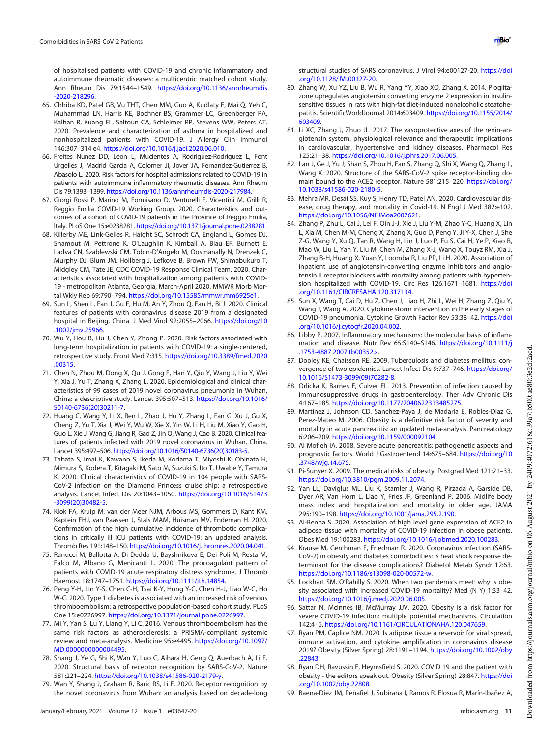of hospitalised patients with COVID-19 and chronic inflammatory and autoimmune rheumatic diseases: a multicentric matched cohort study. Ann Rheum Dis 79:1544–1549. https://doi.org/10.1136/annrheumdis-2020-218296.

65. Chhiba KD, Patel GB, Vu THT, Chen MM, Guo A, Kudlaty E, Mai Q, Yeh C, Muhammad LN, Harris KE, Bochner BS, Grammer LC, Greenberger PA, Kalhan R, Kuang FL, Saltoun CA, Schleimer RP, Stevens WW, Peters AT. 2020. Prevalence and characterization of asthma in hospitalized and nonhospitalized patients with COVID-19. J Allergy Clin Immunol 146:307–314 e4. https://doi.org/10.1016/j.jaci.2020.06.010.
66. Freites Nunez DD, Leon L, Mucientes A, Rodriguez-Rodriguez L, Font Urgelles J, Madrid Garcia A, Colomer JI, Jover JA, Fernandez-Gutierrez B, Abasolo L. 2020. Risk factors for hospital admissions related to COVID-19 in patients with autoimmune inflammatory rheumatic diseases. Ann Rheum Dis 79:1393–1399. https://doi.org/10.1136/annrheumdis-2020-217984.
67. Giorgi Rossi P, Marino M, Formisano D, Venturelli F, Vicentini M, Grilli R, Reggio Emilia COVID-19 Working Group. 2020. Characteristics and outcomes of a cohort of COVID-19 patients in the Province of Reggio Emilia, Italy. PLoS One 15:e0238281. https://doi.org/10.1371/journal.pone.0238281.
68. Killerby ME, Link-Gelles R, Haight SC, Schrodt CA, England L, Gomes DJ, Shamout M, Pettrone K, O'Laughlin K, Kimball A, Blau EF, Burnett E, Ladva CN, Szablewski CM, Tobin-D'Angelo M, Oosmanally N, Drenzek C, Murphy DJ, Blum JM, Hollberg J, Lefkove B, Brown FW, Shimabukuro T, Midgley CM, Tate JE, CDC COVID-19 Response Clinical Team. 2020. Characteristics associated with hospitalization among patients with COVID-19 - metropolitan Atlanta, Georgia, March-April 2020. MMWR Morb Mortal Wkly Rep 69:790–794. https://doi.org/10.15585/mmwr.mm6925e1.
69. Sun L, Shen L, Fan J, Gu F, Hu M, An Y, Zhou Q, Fan H, Bi J. 2020. Clinical features of patients with coronavirus disease 2019 from a designated hospital in Beijing, China. J Med Virol 92:2055–2066. https://doi.org/10.1002/jmv.25966.
70. Wu Y, Hou B, Liu J, Chen Y, Zhong P. 2020. Risk factors associated with long-term hospitalization in patients with COVID-19: a single-centered, retrospective study. Front Med 7:315. https://doi.org/10.3389/fmed.2020.00315.
71. Chen N, Zhou M, Dong X, Qu J, Gong F, Han Y, Qiu Y, Wang J, Liu Y, Wei Y, Xia J, Yu T, Zhang X, Zhang L. 2020. Epidemiological and clinical characteristics of 99 cases of 2019 novel coronavirus pneumonia in Wuhan, China: a descriptive study. Lancet 395:507–513. https://doi.org/10.1016/S0140-6736(20)30211-7.
72. Huang C, Wang Y, Li X, Ren L, Zhao J, Hu Y, Zhang L, Fan G, Xu J, Gu X, Cheng Z, Yu T, Xia J, Wei Y, Wu W, Xie X, Yin W, Li H, Liu M, Xiao Y, Gao H, Guo L, Xie J, Wang G, Jiang R, Gao Z, Jin Q, Wang J, Cao B. 2020. Clinical features of patients infected with 2019 novel coronavirus in Wuhan, China. Lancet 395:497–506. https://doi.org/10.1016/S0140-6736(20)30183-5.
73. Tabata S, Imai K, Kawano S, Ikeda M, Kodama T, Miyoshi K, Obinata H, Mimura S, Kodera T, Kitagaki M, Sato M, Suzuki S, Ito T, Uwabe Y, Tamura K. 2020. Clinical characteristics of COVID-19 in 104 people with SARS-CoV-2 infection on the Diamond Princess cruise ship: a retrospective analysis. Lancet Infect Dis 20:1043–1050. https://doi.org/10.1016/S1473-3099(20)30482-5.
74. Klok FA, Kruip M, van der Meer NJM, Arbous MS, Gommers D, Kant KM, Kaptein FHJ, van Paassen J, Stals MAM, Huisman MV, Endeman H. 2020. Confirmation of the high cumulative incidence of thrombotic complications in critically ill ICU patients with COVID-19: an updated analysis. Thromb Res 191:148–150. https://doi.org/10.1016/j.thromres.2020.04.041.
75. Ranucci M, Ballotta A, Di Dedda U, Bayshnikova E, Dei Poli M, Resta M, Falco M, Albano G, Menicanti L. 2020. The procoagulant pattern of patients with COVID-19 acute respiratory distress syndrome. J Thromb Haemost 18:1747–1751. https://doi.org/10.1111/jth.14854.
76. Peng Y-H, Lin Y-S, Chen C-H, Tsai K-Y, Hung Y-C, Chen H-J, Liao W-C, Ho W-C. 2020. Type 1 diabetes is associated with an increased risk of venous thromboembolism: a retrospective population-based cohort study. PLoS One 15:e0226997. https://doi.org/10.1371/journal.pone.0226997.
77. Mi Y, Yan S, Lu Y, Liang Y, Li C. 2016. Venous thromboembolism has the same risk factors as atherosclerosis: a PRISMA-compliant systemic review and meta-analysis. Medicine 95:e4495. https://doi.org/10.1097/MD.0000000000004495.
78. Shang J, Ye G, Shi K, Wan Y, Luo C, Aihara H, Geng Q, Auerbach A, Li F. 2020. Structural basis of receptor recognition by SARS-CoV-2. Nature 581:221–224. https://doi.org/10.1038/s41586-020-2179-y.
79. Wan Y, Shang J, Graham R, Baric RS, Li F. 2020. Receptor recognition by the novel coronavirus from Wuhan: an analysis based on decade-long structural studies of SARS coronavirus. J Virol 94:e00127-20. https://doi.org/10.1128/JVI.00127-20.
80. Zhang W, Xu YZ, Liu B, Wu R, Yang YY, Xiao XQ, Zhang X. 2014. Pioglitazone upregulates angiotensin converting enzyme 2 expression in insulin-sensitive tissues in rats with high-fat diet-induced nonalcoholic steatohepatitis. ScientificWorldJournal 2014:603409. https://doi.org/10.1155/2014/603409.
81. Li XC, Zhang J, Zhuo JL. 2017. The vasoprotective axes of the renin-angiotensin system: physiological relevance and therapeutic implications in cardiovascular, hypertensive and kidney diseases. Pharmacol Res 125:21–38. https://doi.org/10.1016/j.phrs.2017.06.005.
82. Lan J, Ge J, Yu J, Shan S, Zhou H, Fan S, Zhang Q, Shi X, Wang Q, Zhang L, Wang X. 2020. Structure of the SARS-CoV-2 spike receptor-binding domain bound to the ACE2 receptor. Nature 581:215–220. https://doi.org/10.1038/s41586-020-2180-5.
83. Mehra MR, Desai SS, Kuy S, Henry TD, Patel AN. 2020. Cardiovascular disease, drug therapy, and mortality in Covid-19. N Engl J Med 382:e102. https://doi.org/10.1056/NEJMoa2007621.
84. Zhang P, Zhu L, Cai J, Lei F, Qin J-J, Xie J, Liu Y-M, Zhao Y-C, Huang X, Lin L, Xia M, Chen M-M, Cheng X, Zhang X, Guo D, Peng Y, Ji Y-X, Chen J, She Z-G, Wang Y, Xu Q, Tan R, Wang H, Lin J, Luo P, Fu S, Cai H, Ye P, Xiao B, Mao W, Liu L, Yan Y, Liu M, Chen M, Zhang X-J, Wang X, Touyz RM, Xia J, Zhang B-H, Huang X, Yuan Y, Loomba R, Liu PP, Li H. 2020. Association of inpatient use of angiotensin-converting enzyme inhibitors and angiotensin II receptor blockers with mortality among patients with hypertension hospitalized with COVID-19. Circ Res 126:1671–1681. https://doi.org/10.1161/CIRCRESAHA.120.317134.
85. Sun X, Wang T, Cai D, Hu Z, Chen J, Liao H, Zhi L, Wei H, Zhang Z, Qiu Y, Wang J, Wang A. 2020. Cytokine storm intervention in the early stages of COVID-19 pneumonia. Cytokine Growth Factor Rev 53:38–42. https://doi.org/10.1016/j.cytogfr.2020.04.002.
86. Libby P. 2007. Inflammatory mechanisms: the molecular basis of inflammation and disease. Nutr Rev 65:S140–S146. https://doi.org/10.1111/j.1753-4887.2007.tb00352.x.
87. Dooley KE, Chaisson RE. 2009. Tuberculosis and diabetes mellitus: convergence of two epidemics. Lancet Infect Dis 9:737–746. https://doi.org/10.1016/S1473-3099(09)70282-8.
88. Orlicka K, Barnes E, Culver EL. 2013. Prevention of infection caused by immunosuppressive drugs in gastroenterology. Ther Adv Chronic Dis 4:167–185. https://doi.org/10.1177/2040622313485275.
89. Martinez J, Johnson CD, Sanchez-Paya J, de Madaria E, Robles-Diaz G, Perez-Mateo M. 2006. Obesity is a definitive risk factor of severity and mortality in acute pancreatitis: an updated meta-analysis. Pancreatology 6:206–209. https://doi.org/10.1159/000092104.
90. Al Mofleh IA. 2008. Severe acute pancreatitis: pathogenetic aspects and prognostic factors. World J Gastroenterol 14:675–684. https://doi.org/10.3748/wjg.14.675.
91. Pi-Sunyer X. 2009. The medical risks of obesity. Postgrad Med 121:21–33. https://doi.org/10.3810/pgm.2009.11.2074.
92. Yan LL, Daviglus ML, Liu K, Stamler J, Wang R, Pirzada A, Garside DB, Dyer AR, Van Horn L, Liao Y, Fries JF, Greenland P. 2006. Midlife body mass index and hospitalization and mortality in older age. JAMA 295:190–198. https://doi.org/10.1001/jama.295.2.190.
93. Al-Benna S. 2020. Association of high level gene expression of ACE2 in adipose tissue with mortality of COVID-19 infection in obese patients. Obes Med 19:100283. https://doi.org/10.1016/j.obmed.2020.100283.
94. Krause M, Gerchman F, Friedman R. 2020. Coronavirus infection (SARS-CoV-2) in obesity and diabetes comorbidities: is heat shock response determinant for the disease complications? Diabetol Metab Syndr 12:63. https://doi.org/10.1186/s13098-020-00572-w.
95. Lockhart SM, O'Rahilly S. 2020. When two pandemics meet: why is obesity associated with increased COVID-19 mortality? Med (N Y) 1:33–42. https://doi.org/10.1016/j.medj.2020.06.005.
96. Sattar N, McInnes IB, McMurray JJV. 2020. Obesity is a risk factor for severe COVID-19 infection: multiple potential mechanisms. Circulation 142:4–6. https://doi.org/10.1161/CIRCULATIONAHA.120.047659.
97. Ryan PM, Caplice NM. 2020. Is adipose tissue a reservoir for viral spread, immune activation, and cytokine amplification in coronavirus disease 2019? Obesity (Silver Spring) 28:1191–1194. https://doi.org/10.1002/oby.22843.
98. Ryan DH, Ravussin E, Heymsfield S. 2020. COVID 19 and the patient with obesity - the editors speak out. Obesity (Silver Spring) 28:847. https://doi.org/10.1002/oby.22808.
99. Baena-Díez JM, Peñafiel J, Subirana I, Ramos R, Elosua R, Marín-Ibañez A,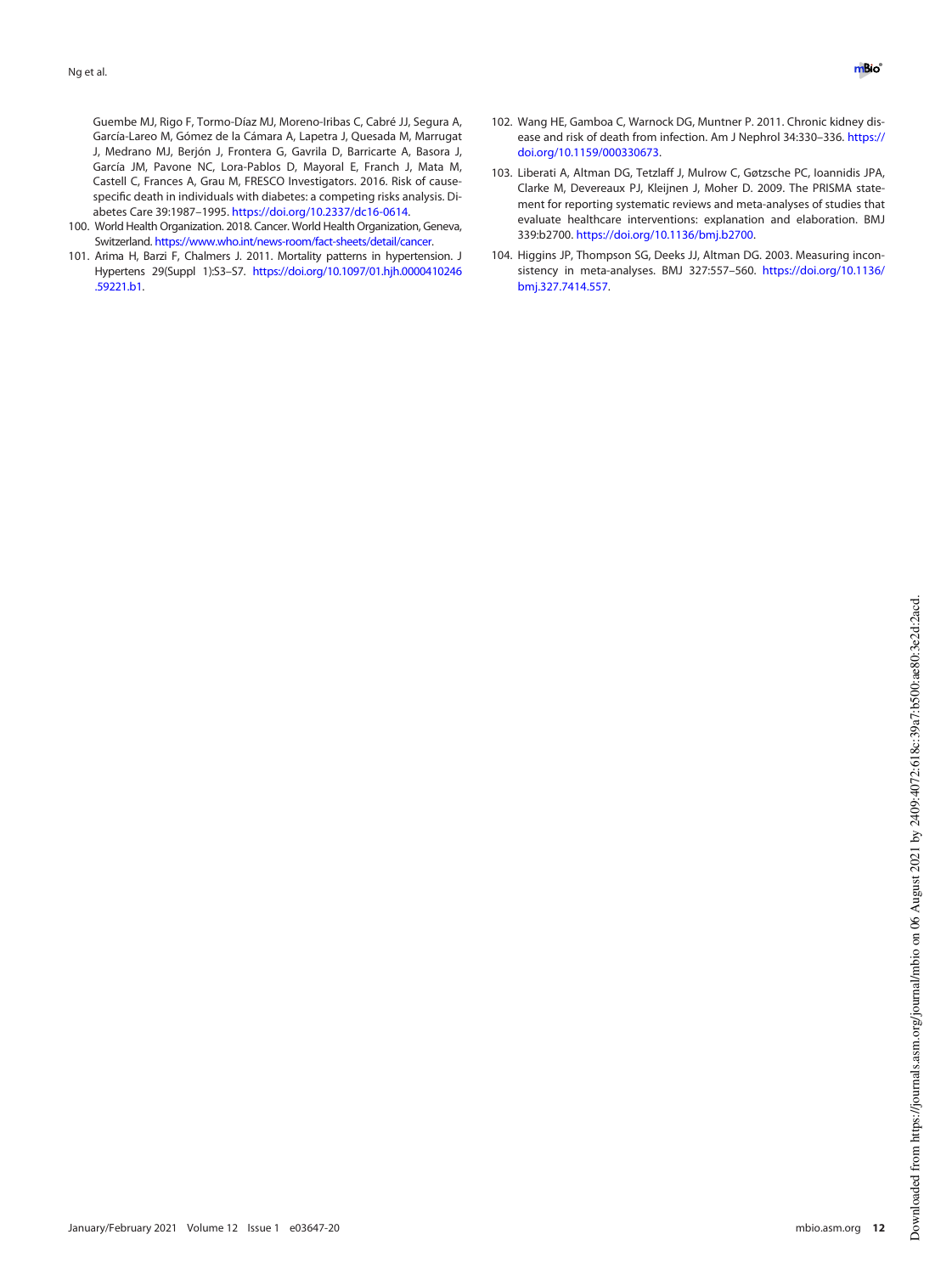Guembe MJ, Rigo F, Tormo-Díaz MJ, Moreno-Iribas C, Cabré JJ, Segura A, García-Lareo M, Gómez de la Cámara A, Lapetra J, Quesada M, Marrugat J, Medrano MJ, Berjón J, Frontera G, Gavrila D, Barricarte A, Basora J, García JM, Pavone NC, Lora-Pablos D, Mayoral E, Franch J, Mata M, Castell C, Frances A, Grau M, FRESCO Investigators. 2016. Risk of cause-specific death in individuals with diabetes: a competing risks analysis. Diabetes Care 39:1987–1995. https://doi.org/10.2337/dc16-0614.

100. World Health Organization. 2018. Cancer. World Health Organization, Geneva, Switzerland. https://www.who.int/news-room/fact-sheets/detail/cancer.
101. Arima H, Barzi F, Chalmers J. 2011. Mortality patterns in hypertension. J Hypertens 29(Suppl 1):S3–S7. https://doi.org/10.1097/01.hjh.0000410246.59221.b1.
102. Wang HE, Gamboa C, Warnock DG, Muntner P. 2011. Chronic kidney disease and risk of death from infection. Am J Nephrol 34:330–336. https://doi.org/10.1159/000330673.
103. Liberati A, Altman DG, Tetzlaff J, Mulrow C, Gøtzsche PC, Ioannidis JPA, Clarke M, Devereaux PJ, Kleijnen J, Moher D. 2009. The PRISMA statement for reporting systematic reviews and meta-analyses of studies that evaluate healthcare interventions: explanation and elaboration. BMJ 339:b2700. https://doi.org/10.1136/bmj.b2700.
104. Higgins JP, Thompson SG, Deeks JJ, Altman DG. 2003. Measuring inconsistency in meta-analyses. BMJ 327:557–560. https://doi.org/10.1136/bmj.327.7414.557.